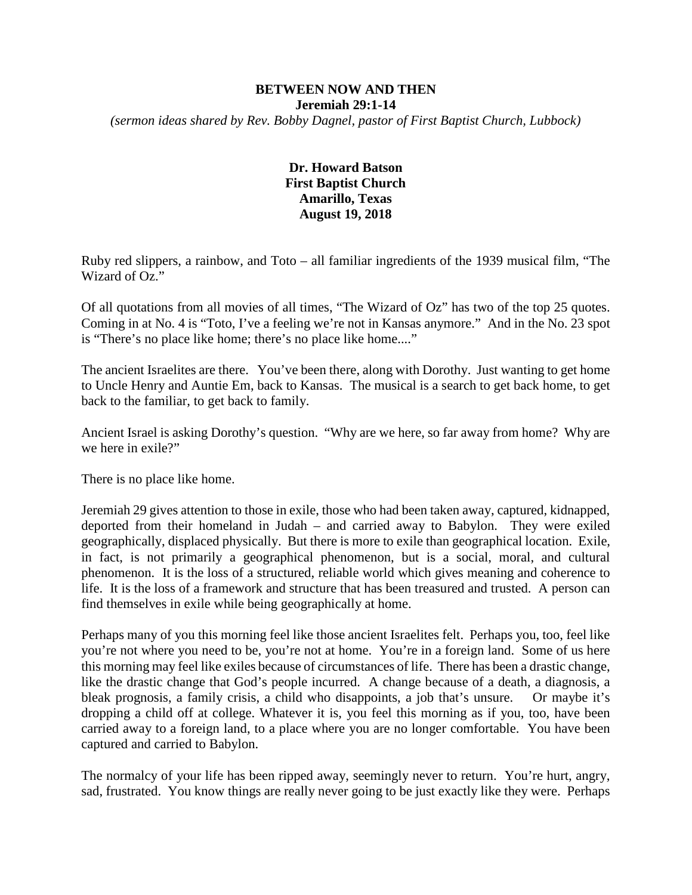# BETWEEN NOW AND THEN

**Jeremiah 29:1-14**

*(sermon ideas shared by Rev. Bobby Dagnel, pastor of First Baptist Church, Lubbock)*

**Dr. Howard Batson**
**First Baptist Church**
**Amarillo, Texas**
**August 19, 2018**

Ruby red slippers, a rainbow, and Toto – all familiar ingredients of the 1939 musical film, "The Wizard of Oz."

Of all quotations from all movies of all times, "The Wizard of Oz" has two of the top 25 quotes. Coming in at No. 4 is "Toto, I've a feeling we're not in Kansas anymore." And in the No. 23 spot is "There's no place like home; there's no place like home...."

The ancient Israelites are there. You've been there, along with Dorothy. Just wanting to get home to Uncle Henry and Auntie Em, back to Kansas. The musical is a search to get back home, to get back to the familiar, to get back to family.

Ancient Israel is asking Dorothy's question. "Why are we here, so far away from home? Why are we here in exile?"

There is no place like home.

Jeremiah 29 gives attention to those in exile, those who had been taken away, captured, kidnapped, deported from their homeland in Judah – and carried away to Babylon. They were exiled geographically, displaced physically. But there is more to exile than geographical location. Exile, in fact, is not primarily a geographical phenomenon, but is a social, moral, and cultural phenomenon. It is the loss of a structured, reliable world which gives meaning and coherence to life. It is the loss of a framework and structure that has been treasured and trusted. A person can find themselves in exile while being geographically at home.

Perhaps many of you this morning feel like those ancient Israelites felt. Perhaps you, too, feel like you're not where you need to be, you're not at home. You're in a foreign land. Some of us here this morning may feel like exiles because of circumstances of life. There has been a drastic change, like the drastic change that God's people incurred. A change because of a death, a diagnosis, a bleak prognosis, a family crisis, a child who disappoints, a job that's unsure. Or maybe it's dropping a child off at college. Whatever it is, you feel this morning as if you, too, have been carried away to a foreign land, to a place where you are no longer comfortable. You have been captured and carried to Babylon.

The normalcy of your life has been ripped away, seemingly never to return. You're hurt, angry, sad, frustrated. You know things are really never going to be just exactly like they were. Perhaps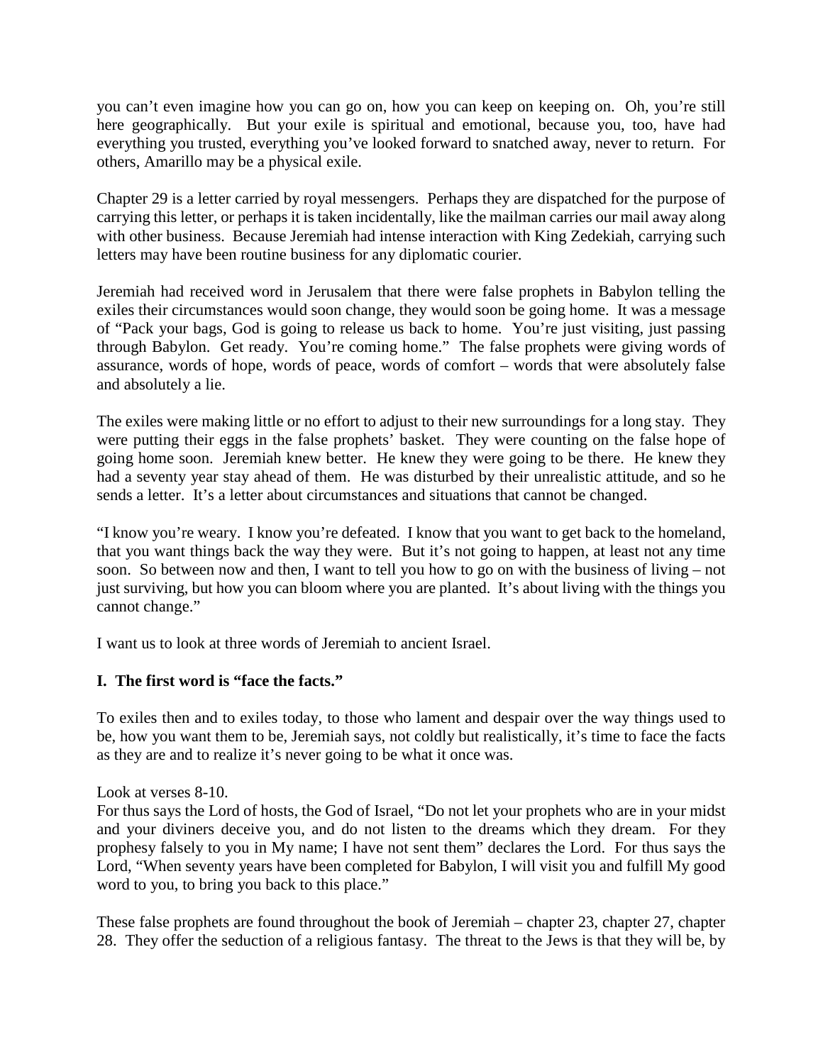you can't even imagine how you can go on, how you can keep on keeping on. Oh, you're still here geographically. But your exile is spiritual and emotional, because you, too, have had everything you trusted, everything you've looked forward to snatched away, never to return. For others, Amarillo may be a physical exile.

Chapter 29 is a letter carried by royal messengers. Perhaps they are dispatched for the purpose of carrying this letter, or perhaps it is taken incidentally, like the mailman carries our mail away along with other business. Because Jeremiah had intense interaction with King Zedekiah, carrying such letters may have been routine business for any diplomatic courier.

Jeremiah had received word in Jerusalem that there were false prophets in Babylon telling the exiles their circumstances would soon change, they would soon be going home. It was a message of "Pack your bags, God is going to release us back to home. You're just visiting, just passing through Babylon. Get ready. You're coming home." The false prophets were giving words of assurance, words of hope, words of peace, words of comfort – words that were absolutely false and absolutely a lie.

The exiles were making little or no effort to adjust to their new surroundings for a long stay. They were putting their eggs in the false prophets' basket. They were counting on the false hope of going home soon. Jeremiah knew better. He knew they were going to be there. He knew they had a seventy year stay ahead of them. He was disturbed by their unrealistic attitude, and so he sends a letter. It's a letter about circumstances and situations that cannot be changed.

"I know you're weary. I know you're defeated. I know that you want to get back to the homeland, that you want things back the way they were. But it's not going to happen, at least not any time soon. So between now and then, I want to tell you how to go on with the business of living – not just surviving, but how you can bloom where you are planted. It's about living with the things you cannot change."

I want us to look at three words of Jeremiah to ancient Israel.

**I. The first word is "face the facts."**

To exiles then and to exiles today, to those who lament and despair over the way things used to be, how you want them to be, Jeremiah says, not coldly but realistically, it's time to face the facts as they are and to realize it's never going to be what it once was.

Look at verses 8-10.
For thus says the Lord of hosts, the God of Israel, "Do not let your prophets who are in your midst and your diviners deceive you, and do not listen to the dreams which they dream. For they prophesy falsely to you in My name; I have not sent them" declares the Lord. For thus says the Lord, "When seventy years have been completed for Babylon, I will visit you and fulfill My good word to you, to bring you back to this place."

These false prophets are found throughout the book of Jeremiah – chapter 23, chapter 27, chapter 28. They offer the seduction of a religious fantasy. The threat to the Jews is that they will be, by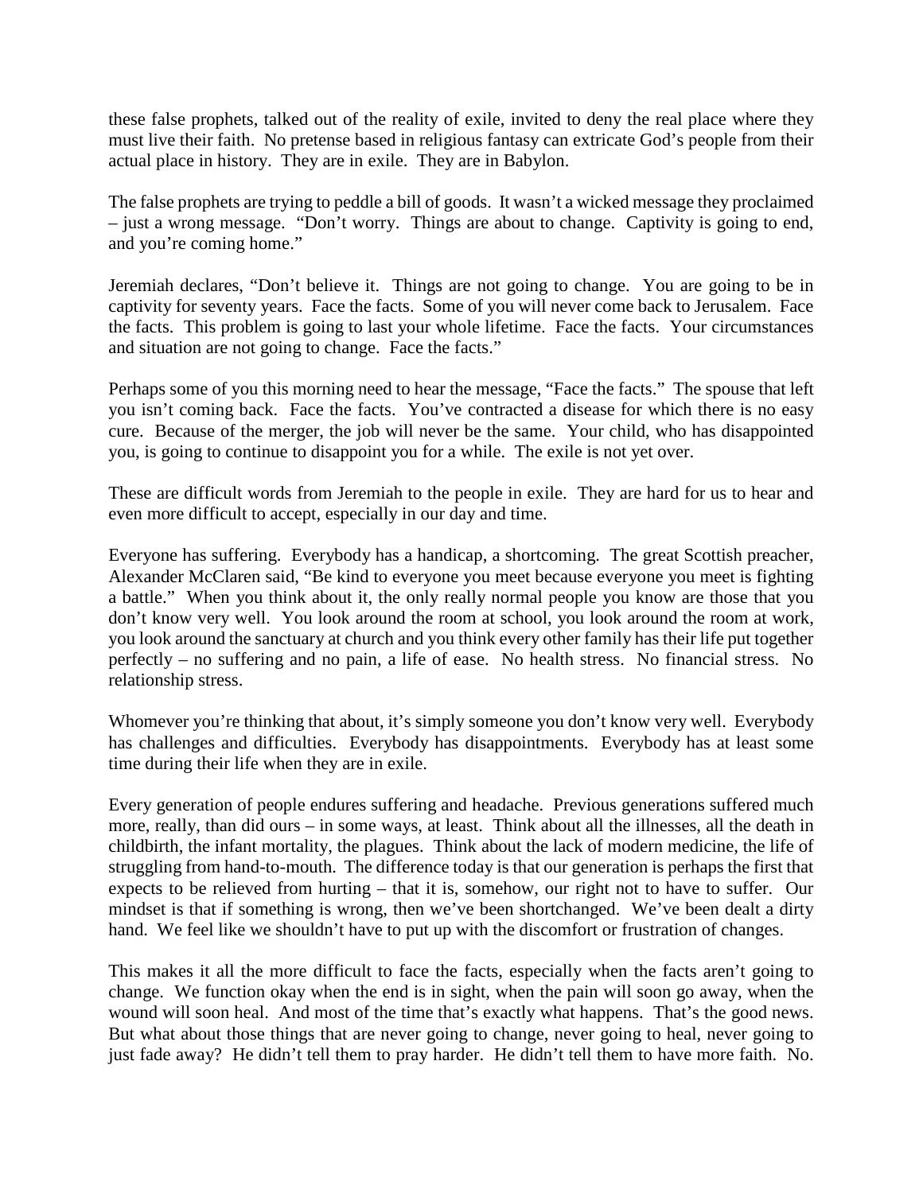these false prophets, talked out of the reality of exile, invited to deny the real place where they must live their faith. No pretense based in religious fantasy can extricate God's people from their actual place in history. They are in exile. They are in Babylon.

The false prophets are trying to peddle a bill of goods. It wasn't a wicked message they proclaimed – just a wrong message. "Don't worry. Things are about to change. Captivity is going to end, and you're coming home."

Jeremiah declares, "Don't believe it. Things are not going to change. You are going to be in captivity for seventy years. Face the facts. Some of you will never come back to Jerusalem. Face the facts. This problem is going to last your whole lifetime. Face the facts. Your circumstances and situation are not going to change. Face the facts."

Perhaps some of you this morning need to hear the message, "Face the facts." The spouse that left you isn't coming back. Face the facts. You've contracted a disease for which there is no easy cure. Because of the merger, the job will never be the same. Your child, who has disappointed you, is going to continue to disappoint you for a while. The exile is not yet over.

These are difficult words from Jeremiah to the people in exile. They are hard for us to hear and even more difficult to accept, especially in our day and time.

Everyone has suffering. Everybody has a handicap, a shortcoming. The great Scottish preacher, Alexander McClaren said, "Be kind to everyone you meet because everyone you meet is fighting a battle." When you think about it, the only really normal people you know are those that you don't know very well. You look around the room at school, you look around the room at work, you look around the sanctuary at church and you think every other family has their life put together perfectly – no suffering and no pain, a life of ease. No health stress. No financial stress. No relationship stress.

Whomever you're thinking that about, it's simply someone you don't know very well. Everybody has challenges and difficulties. Everybody has disappointments. Everybody has at least some time during their life when they are in exile.

Every generation of people endures suffering and headache. Previous generations suffered much more, really, than did ours – in some ways, at least. Think about all the illnesses, all the death in childbirth, the infant mortality, the plagues. Think about the lack of modern medicine, the life of struggling from hand-to-mouth. The difference today is that our generation is perhaps the first that expects to be relieved from hurting – that it is, somehow, our right not to have to suffer. Our mindset is that if something is wrong, then we've been shortchanged. We've been dealt a dirty hand. We feel like we shouldn't have to put up with the discomfort or frustration of changes.

This makes it all the more difficult to face the facts, especially when the facts aren't going to change. We function okay when the end is in sight, when the pain will soon go away, when the wound will soon heal. And most of the time that's exactly what happens. That's the good news. But what about those things that are never going to change, never going to heal, never going to just fade away? He didn't tell them to pray harder. He didn't tell them to have more faith. No.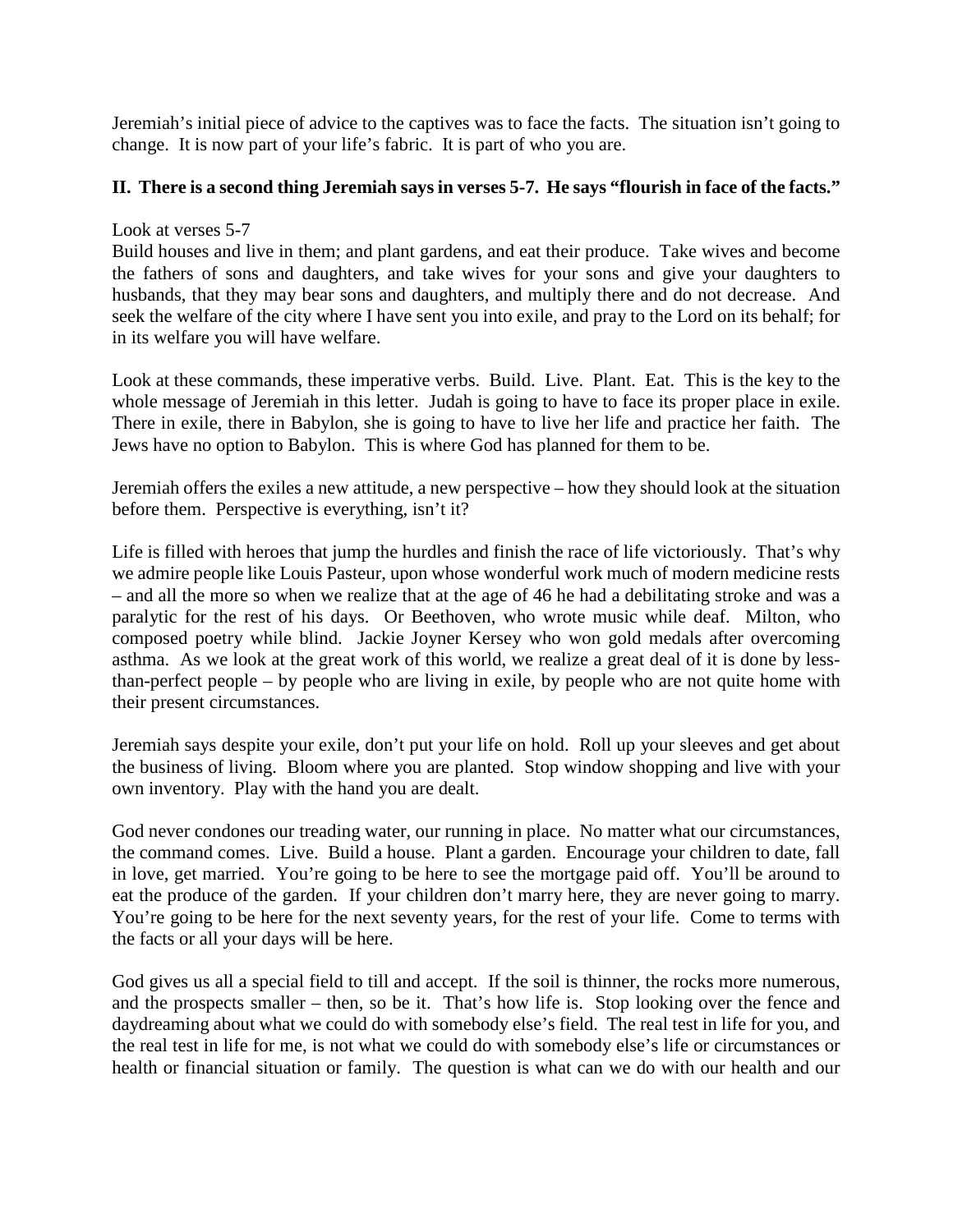Jeremiah's initial piece of advice to the captives was to face the facts. The situation isn't going to change. It is now part of your life's fabric. It is part of who you are.

**II. There is a second thing Jeremiah says in verses 5-7. He says "flourish in face of the facts."**

Look at verses 5-7
Build houses and live in them; and plant gardens, and eat their produce. Take wives and become the fathers of sons and daughters, and take wives for your sons and give your daughters to husbands, that they may bear sons and daughters, and multiply there and do not decrease. And seek the welfare of the city where I have sent you into exile, and pray to the Lord on its behalf; for in its welfare you will have welfare.

Look at these commands, these imperative verbs. Build. Live. Plant. Eat. This is the key to the whole message of Jeremiah in this letter. Judah is going to have to face its proper place in exile. There in exile, there in Babylon, she is going to have to live her life and practice her faith. The Jews have no option to Babylon. This is where God has planned for them to be.

Jeremiah offers the exiles a new attitude, a new perspective – how they should look at the situation before them. Perspective is everything, isn't it?

Life is filled with heroes that jump the hurdles and finish the race of life victoriously. That's why we admire people like Louis Pasteur, upon whose wonderful work much of modern medicine rests – and all the more so when we realize that at the age of 46 he had a debilitating stroke and was a paralytic for the rest of his days. Or Beethoven, who wrote music while deaf. Milton, who composed poetry while blind. Jackie Joyner Kersey who won gold medals after overcoming asthma. As we look at the great work of this world, we realize a great deal of it is done by less-than-perfect people – by people who are living in exile, by people who are not quite home with their present circumstances.

Jeremiah says despite your exile, don't put your life on hold. Roll up your sleeves and get about the business of living. Bloom where you are planted. Stop window shopping and live with your own inventory. Play with the hand you are dealt.

God never condones our treading water, our running in place. No matter what our circumstances, the command comes. Live. Build a house. Plant a garden. Encourage your children to date, fall in love, get married. You're going to be here to see the mortgage paid off. You'll be around to eat the produce of the garden. If your children don't marry here, they are never going to marry. You're going to be here for the next seventy years, for the rest of your life. Come to terms with the facts or all your days will be here.

God gives us all a special field to till and accept. If the soil is thinner, the rocks more numerous, and the prospects smaller – then, so be it. That's how life is. Stop looking over the fence and daydreaming about what we could do with somebody else's field. The real test in life for you, and the real test in life for me, is not what we could do with somebody else's life or circumstances or health or financial situation or family. The question is what can we do with our health and our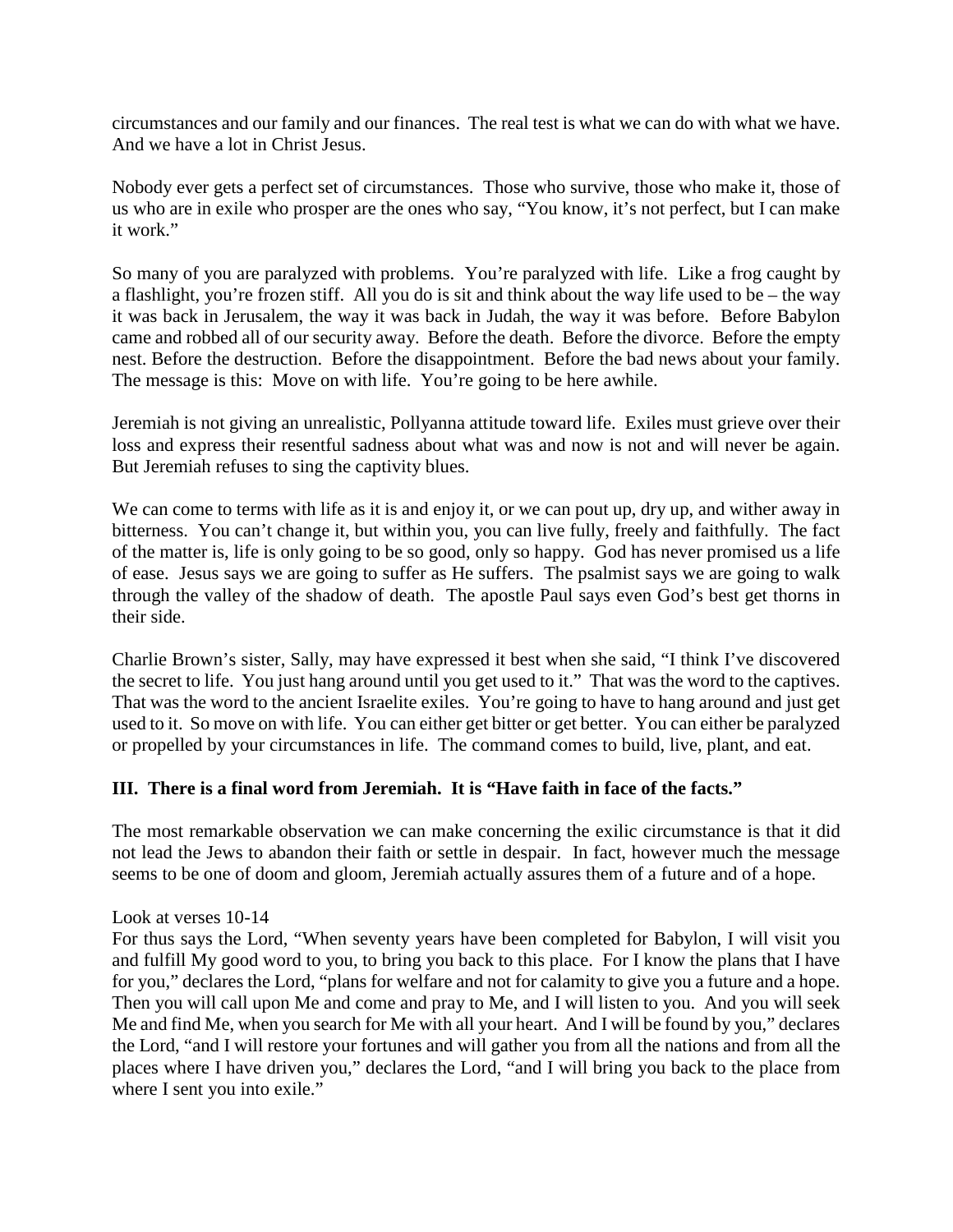circumstances and our family and our finances. The real test is what we can do with what we have. And we have a lot in Christ Jesus.

Nobody ever gets a perfect set of circumstances. Those who survive, those who make it, those of us who are in exile who prosper are the ones who say, "You know, it's not perfect, but I can make it work."

So many of you are paralyzed with problems. You're paralyzed with life. Like a frog caught by a flashlight, you're frozen stiff. All you do is sit and think about the way life used to be – the way it was back in Jerusalem, the way it was back in Judah, the way it was before. Before Babylon came and robbed all of our security away. Before the death. Before the divorce. Before the empty nest. Before the destruction. Before the disappointment. Before the bad news about your family. The message is this: Move on with life. You're going to be here awhile.

Jeremiah is not giving an unrealistic, Pollyanna attitude toward life. Exiles must grieve over their loss and express their resentful sadness about what was and now is not and will never be again. But Jeremiah refuses to sing the captivity blues.

We can come to terms with life as it is and enjoy it, or we can pout up, dry up, and wither away in bitterness. You can't change it, but within you, you can live fully, freely and faithfully. The fact of the matter is, life is only going to be so good, only so happy. God has never promised us a life of ease. Jesus says we are going to suffer as He suffers. The psalmist says we are going to walk through the valley of the shadow of death. The apostle Paul says even God's best get thorns in their side.

Charlie Brown's sister, Sally, may have expressed it best when she said, "I think I've discovered the secret to life. You just hang around until you get used to it." That was the word to the captives. That was the word to the ancient Israelite exiles. You're going to have to hang around and just get used to it. So move on with life. You can either get bitter or get better. You can either be paralyzed or propelled by your circumstances in life. The command comes to build, live, plant, and eat.

### III. There is a final word from Jeremiah. It is "Have faith in face of the facts."

The most remarkable observation we can make concerning the exilic circumstance is that it did not lead the Jews to abandon their faith or settle in despair. In fact, however much the message seems to be one of doom and gloom, Jeremiah actually assures them of a future and of a hope.

Look at verses 10-14
For thus says the Lord, "When seventy years have been completed for Babylon, I will visit you and fulfill My good word to you, to bring you back to this place. For I know the plans that I have for you," declares the Lord, "plans for welfare and not for calamity to give you a future and a hope. Then you will call upon Me and come and pray to Me, and I will listen to you. And you will seek Me and find Me, when you search for Me with all your heart. And I will be found by you," declares the Lord, "and I will restore your fortunes and will gather you from all the nations and from all the places where I have driven you," declares the Lord, "and I will bring you back to the place from where I sent you into exile."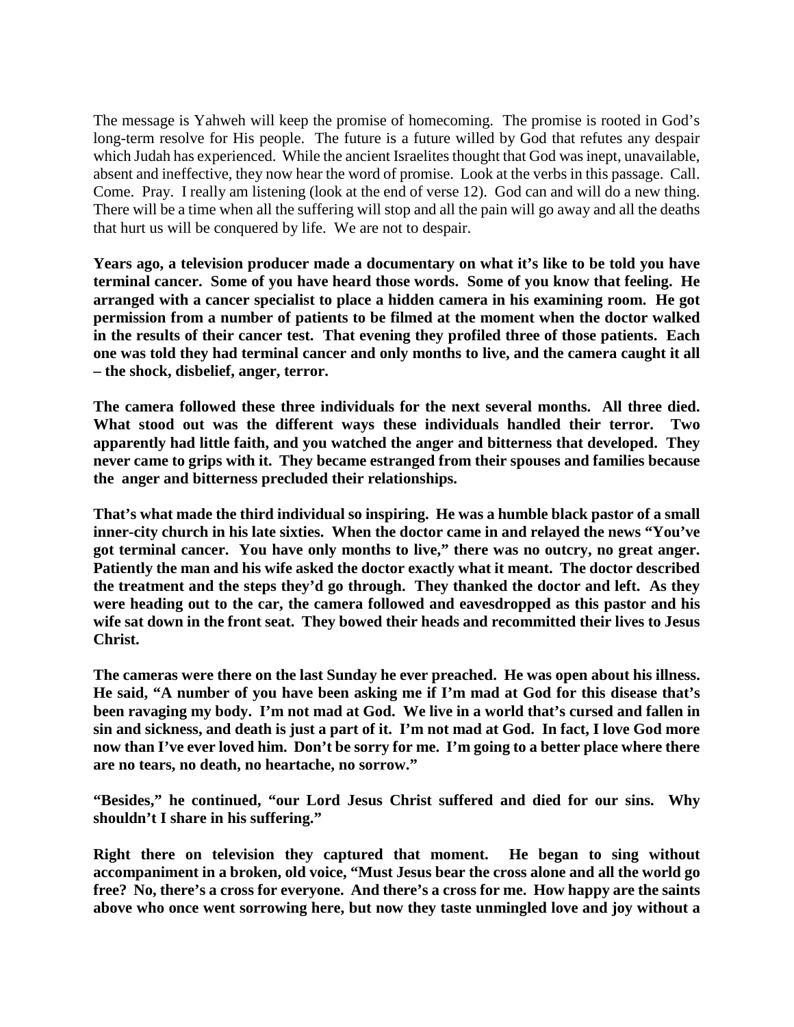The message is Yahweh will keep the promise of homecoming. The promise is rooted in God's long-term resolve for His people. The future is a future willed by God that refutes any despair which Judah has experienced. While the ancient Israelites thought that God was inept, unavailable, absent and ineffective, they now hear the word of promise. Look at the verbs in this passage. Call. Come. Pray. I really am listening (look at the end of verse 12). God can and will do a new thing. There will be a time when all the suffering will stop and all the pain will go away and all the deaths that hurt us will be conquered by life. We are not to despair.

**Years ago, a television producer made a documentary on what it's like to be told you have terminal cancer. Some of you have heard those words. Some of you know that feeling. He arranged with a cancer specialist to place a hidden camera in his examining room. He got permission from a number of patients to be filmed at the moment when the doctor walked in the results of their cancer test. That evening they profiled three of those patients. Each one was told they had terminal cancer and only months to live, and the camera caught it all – the shock, disbelief, anger, terror.**

**The camera followed these three individuals for the next several months. All three died. What stood out was the different ways these individuals handled their terror. Two apparently had little faith, and you watched the anger and bitterness that developed. They never came to grips with it. They became estranged from their spouses and families because the anger and bitterness precluded their relationships.**

**That's what made the third individual so inspiring. He was a humble black pastor of a small inner-city church in his late sixties. When the doctor came in and relayed the news "You've got terminal cancer. You have only months to live," there was no outcry, no great anger. Patiently the man and his wife asked the doctor exactly what it meant. The doctor described the treatment and the steps they'd go through. They thanked the doctor and left. As they were heading out to the car, the camera followed and eavesdropped as this pastor and his wife sat down in the front seat. They bowed their heads and recommitted their lives to Jesus Christ.**

**The cameras were there on the last Sunday he ever preached. He was open about his illness. He said, "A number of you have been asking me if I'm mad at God for this disease that's been ravaging my body. I'm not mad at God. We live in a world that's cursed and fallen in sin and sickness, and death is just a part of it. I'm not mad at God. In fact, I love God more now than I've ever loved him. Don't be sorry for me. I'm going to a better place where there are no tears, no death, no heartache, no sorrow."**

**"Besides," he continued, "our Lord Jesus Christ suffered and died for our sins. Why shouldn't I share in his suffering."**

**Right there on television they captured that moment. He began to sing without accompaniment in a broken, old voice, "Must Jesus bear the cross alone and all the world go free? No, there's a cross for everyone. And there's a cross for me. How happy are the saints above who once went sorrowing here, but now they taste unmingled love and joy without a**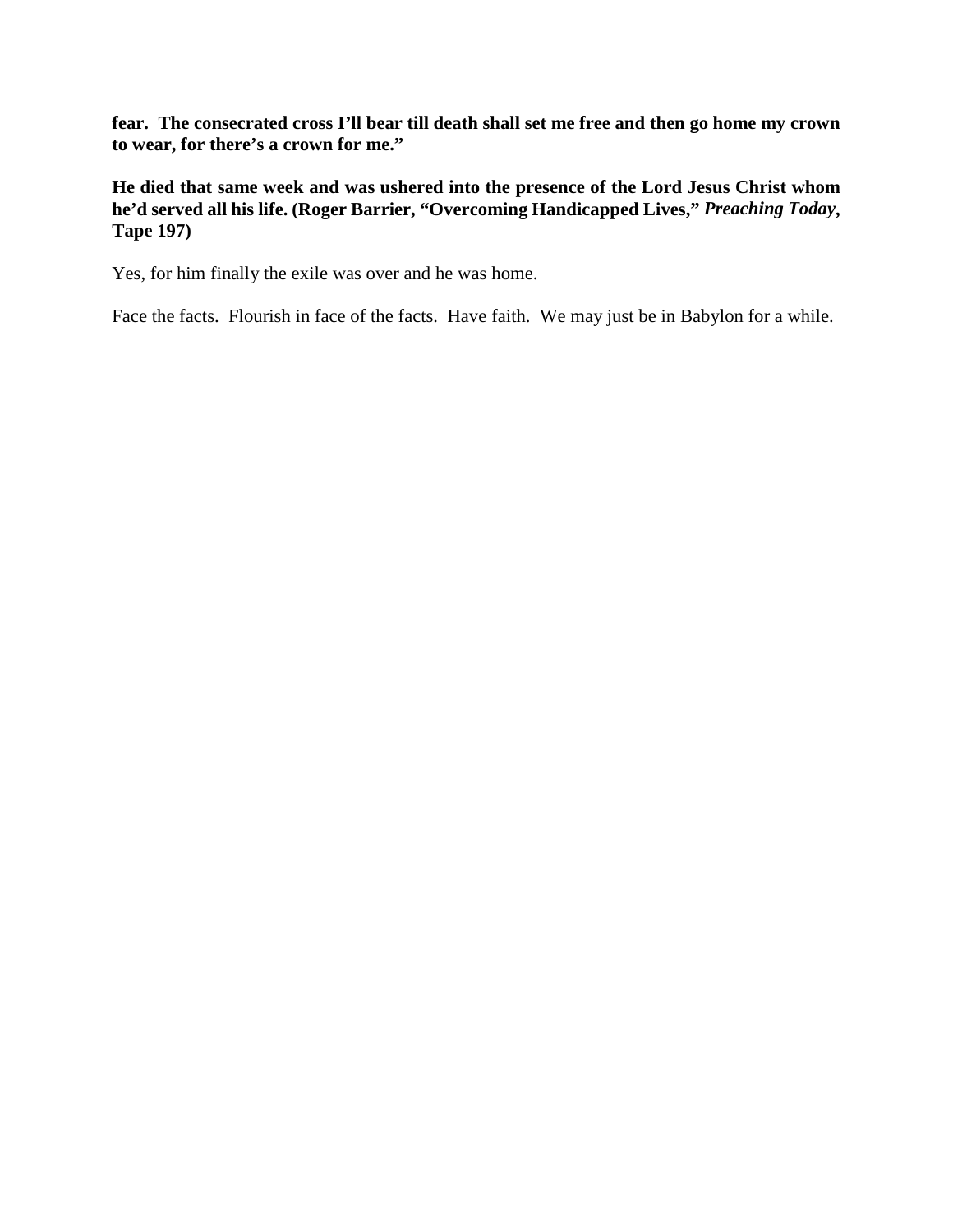**fear. The consecrated cross I'll bear till death shall set me free and then go home my crown to wear, for there's a crown for me."**

**He died that same week and was ushered into the presence of the Lord Jesus Christ whom he'd served all his life. (Roger Barrier, "Overcoming Handicapped Lives,"** ***Preaching Today*****, Tape 197)**

Yes, for him finally the exile was over and he was home.

Face the facts. Flourish in face of the facts. Have faith. We may just be in Babylon for a while.